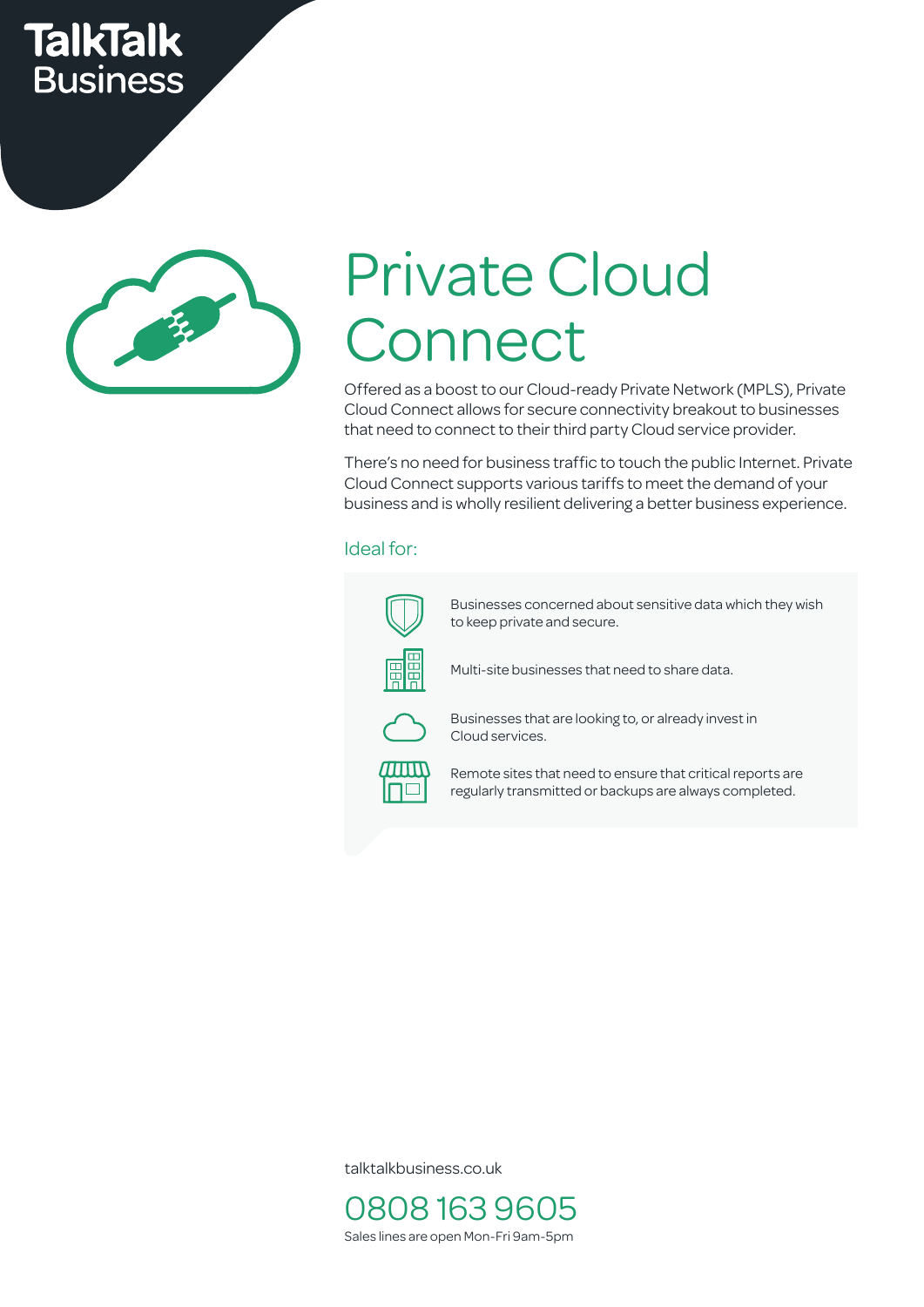TalkTalk Business

# Private Cloud Connect

Offered as a boost to our Cloud-ready Private Network (MPLS), Private Cloud Connect allows for secure connectivity breakout to businesses that need to connect to their third party Cloud service provider.

There's no need for business traffic to touch the public Internet. Private Cloud Connect supports various tariffs to meet the demand of your business and is wholly resilient delivering a better business experience.

## Ideal for:

- Businesses concerned about sensitive data which they wish to keep private and secure.
- Multi-site businesses that need to share data.
- Businesses that are looking to, or already invest in Cloud services.
- Remote sites that need to ensure that critical reports are regularly transmitted or backups are always completed.

talktalkbusiness.co.uk

0808 163 9605

Sales lines are open Mon-Fri 9am-5pm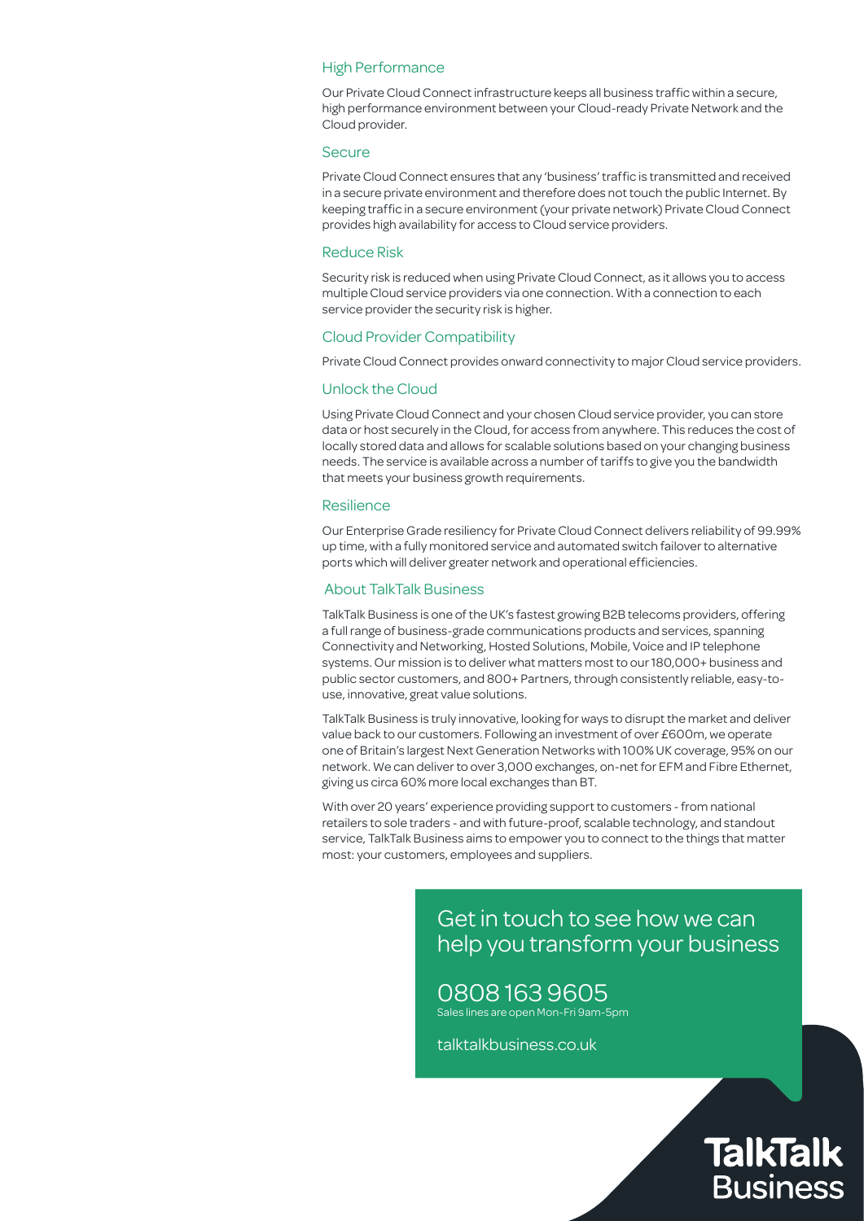## High Performance

Our Private Cloud Connect infrastructure keeps all business traffic within a secure, high performance environment between your Cloud-ready Private Network and the Cloud provider.

## Secure

Private Cloud Connect ensures that any 'business' traffic is transmitted and received in a secure private environment and therefore does not touch the public Internet. By keeping traffic in a secure environment (your private network) Private Cloud Connect provides high availability for access to Cloud service providers.

## Reduce Risk

Security risk is reduced when using Private Cloud Connect, as it allows you to access multiple Cloud service providers via one connection. With a connection to each service provider the security risk is higher.

## Cloud Provider Compatibility

Private Cloud Connect provides onward connectivity to major Cloud service providers.

## Unlock the Cloud

Using Private Cloud Connect and your chosen Cloud service provider, you can store data or host securely in the Cloud, for access from anywhere. This reduces the cost of locally stored data and allows for scalable solutions based on your changing business needs. The service is available across a number of tariffs to give you the bandwidth that meets your business growth requirements.

## Resilience

Our Enterprise Grade resiliency for Private Cloud Connect delivers reliability of 99.99% up time, with a fully monitored service and automated switch failover to alternative ports which will deliver greater network and operational efficiencies.

## About TalkTalk Business

TalkTalk Business is one of the UK's fastest growing B2B telecoms providers, offering a full range of business-grade communications products and services, spanning Connectivity and Networking, Hosted Solutions, Mobile, Voice and IP telephone systems. Our mission is to deliver what matters most to our 180,000+ business and public sector customers, and 800+ Partners, through consistently reliable, easy-to-use, innovative, great value solutions.

TalkTalk Business is truly innovative, looking for ways to disrupt the market and deliver value back to our customers. Following an investment of over £600m, we operate one of Britain's largest Next Generation Networks with 100% UK coverage, 95% on our network. We can deliver to over 3,000 exchanges, on-net for EFM and Fibre Ethernet, giving us circa 60% more local exchanges than BT.

With over 20 years' experience providing support to customers - from national retailers to sole traders - and with future-proof, scalable technology, and standout service, TalkTalk Business aims to empower you to connect to the things that matter most: your customers, employees and suppliers.

## Get in touch to see how we can help you transform your business

**0808 163 9605**
Sales lines are open Mon-Fri 9am-5pm

talktalkbusiness.co.uk

TalkTalk Business